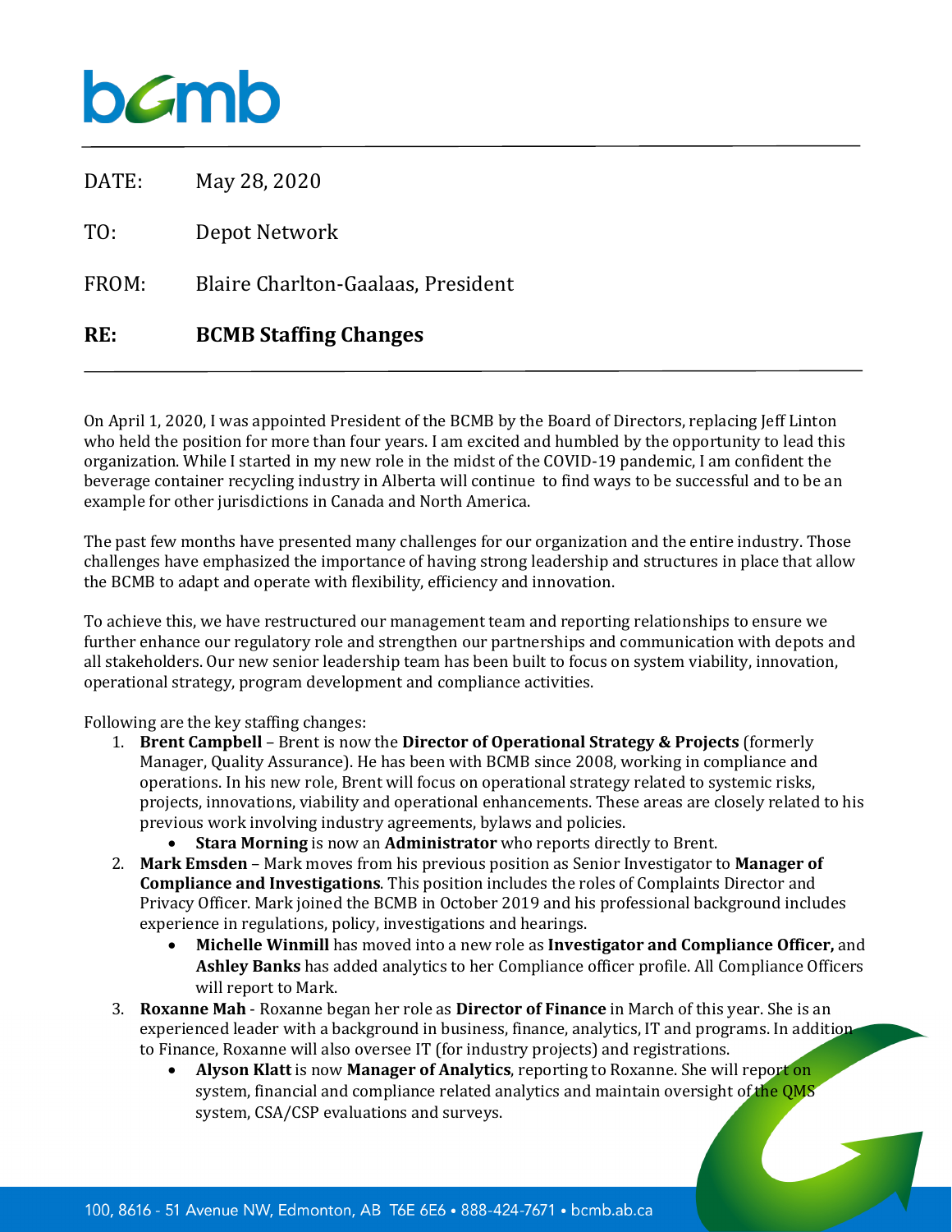DATE: May 28, 2020

TO: Depot Network

FROM: Blaire Charlton-Gaalaas, President

**RE: BCMB Staffing Changes**

On April 1, 2020, I was appointed President of the BCMB by the Board of Directors, replacing Jeff Linton who held the position for more than four years. I am excited and humbled by the opportunity to lead this organization. While I started in my new role in the midst of the COVID-19 pandemic, I am confident the beverage container recycling industry in Alberta will continue to find ways to be successful and to be an example for other jurisdictions in Canada and North America.

The past few months have presented many challenges for our organization and the entire industry. Those challenges have emphasized the importance of having strong leadership and structures in place that allow the BCMB to adapt and operate with flexibility, efficiency and innovation.

To achieve this, we have restructured our management team and reporting relationships to ensure we further enhance our regulatory role and strengthen our partnerships and communication with depots and all stakeholders. Our new senior leadership team has been built to focus on system viability, innovation, operational strategy, program development and compliance activities.

Following are the key staffing changes:

1. **Brent Campbell** – Brent is now the **Director of Operational Strategy & Projects** (formerly Manager, Quality Assurance). He has been with BCMB since 2008, working in compliance and operations. In his new role, Brent will focus on operational strategy related to systemic risks, projects, innovations, viability and operational enhancements. These areas are closely related to his previous work involving industry agreements, bylaws and policies.
    - **Stara Morning** is now an **Administrator** who reports directly to Brent.
2. **Mark Emsden** – Mark moves from his previous position as Senior Investigator to **Manager of Compliance and Investigations**. This position includes the roles of Complaints Director and Privacy Officer. Mark joined the BCMB in October 2019 and his professional background includes experience in regulations, policy, investigations and hearings.
    - **Michelle Winmill** has moved into a new role as **Investigator and Compliance Officer,** and **Ashley Banks** has added analytics to her Compliance officer profile. All Compliance Officers will report to Mark.
3. **Roxanne Mah** - Roxanne began her role as **Director of Finance** in March of this year. She is an experienced leader with a background in business, finance, analytics, IT and programs. In addition to Finance, Roxanne will also oversee IT (for industry projects) and registrations.
    - **Alyson Klatt** is now **Manager of Analytics**, reporting to Roxanne. She will report on system, financial and compliance related analytics and maintain oversight of the QMS system, CSA/CSP evaluations and surveys.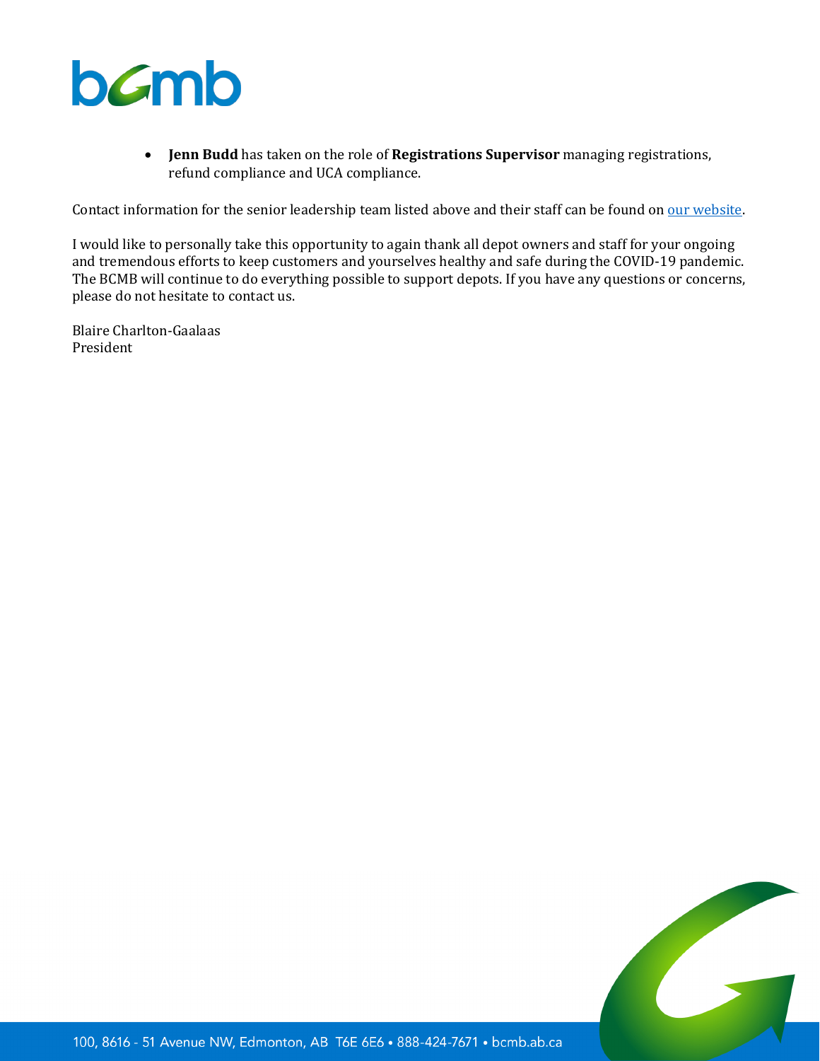- **Jenn Budd** has taken on the role of **Registrations Supervisor** managing registrations, refund compliance and UCA compliance.

Contact information for the senior leadership team listed above and their staff can be found on our website.

I would like to personally take this opportunity to again thank all depot owners and staff for your ongoing and tremendous efforts to keep customers and yourselves healthy and safe during the COVID-19 pandemic. The BCMB will continue to do everything possible to support depots. If you have any questions or concerns, please do not hesitate to contact us.

Blaire Charlton-Gaalaas
President